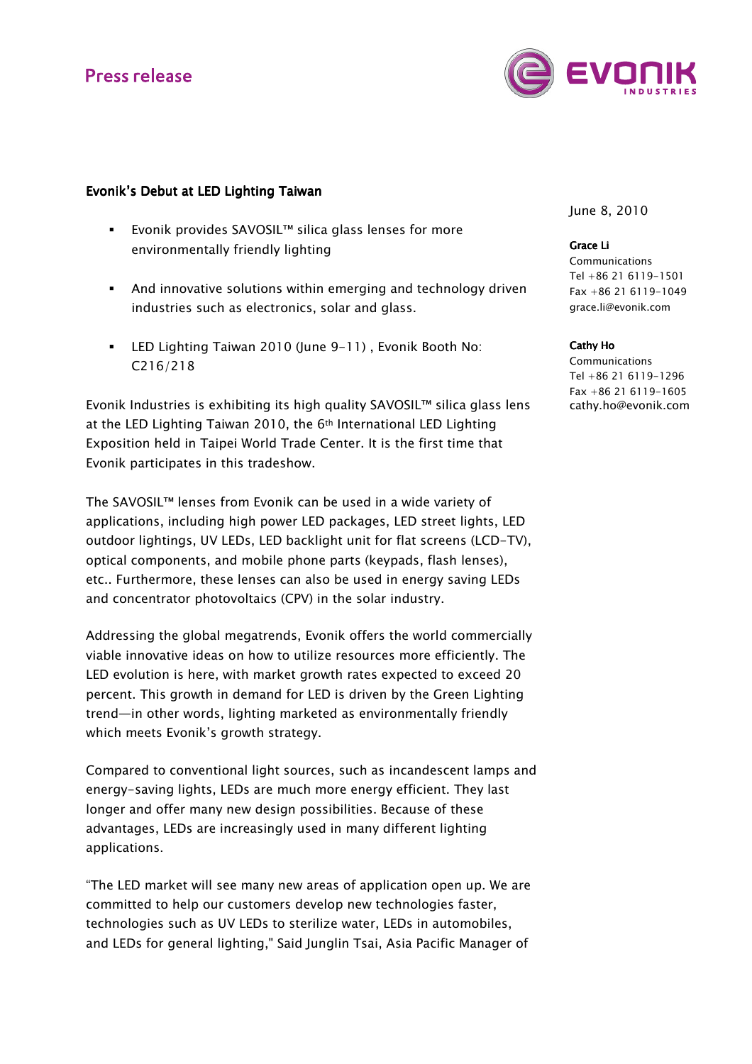Press release

# Evonik's Debut at LED Lighting Taiwan

June 8, 2010

**Grace Li**
Communications
Tel +86 21 6119-1501
Fax +86 21 6119-1049
grace.li@evonik.com

**Cathy Ho**
Communications
Tel +86 21 6119-1296
Fax +86 21 6119-1605
cathy.ho@evonik.com

- Evonik provides SAVOSIL™ silica glass lenses for more environmentally friendly lighting
- And innovative solutions within emerging and technology driven industries such as electronics, solar and glass.
- LED Lighting Taiwan 2010 (June 9-11) , Evonik Booth No: C216/218

Evonik Industries is exhibiting its high quality SAVOSIL™ silica glass lens at the LED Lighting Taiwan 2010, the 6th International LED Lighting Exposition held in Taipei World Trade Center. It is the first time that Evonik participates in this tradeshow.

The SAVOSIL™ lenses from Evonik can be used in a wide variety of applications, including high power LED packages, LED street lights, LED outdoor lightings, UV LEDs, LED backlight unit for flat screens (LCD-TV), optical components, and mobile phone parts (keypads, flash lenses), etc.. Furthermore, these lenses can also be used in energy saving LEDs and concentrator photovoltaics (CPV) in the solar industry.

Addressing the global megatrends, Evonik offers the world commercially viable innovative ideas on how to utilize resources more efficiently. The LED evolution is here, with market growth rates expected to exceed 20 percent. This growth in demand for LED is driven by the Green Lighting trend—in other words, lighting marketed as environmentally friendly which meets Evonik's growth strategy.

Compared to conventional light sources, such as incandescent lamps and energy-saving lights, LEDs are much more energy efficient. They last longer and offer many new design possibilities. Because of these advantages, LEDs are increasingly used in many different lighting applications.

"The LED market will see many new areas of application open up. We are committed to help our customers develop new technologies faster, technologies such as UV LEDs to sterilize water, LEDs in automobiles, and LEDs for general lighting," Said Junglin Tsai, Asia Pacific Manager of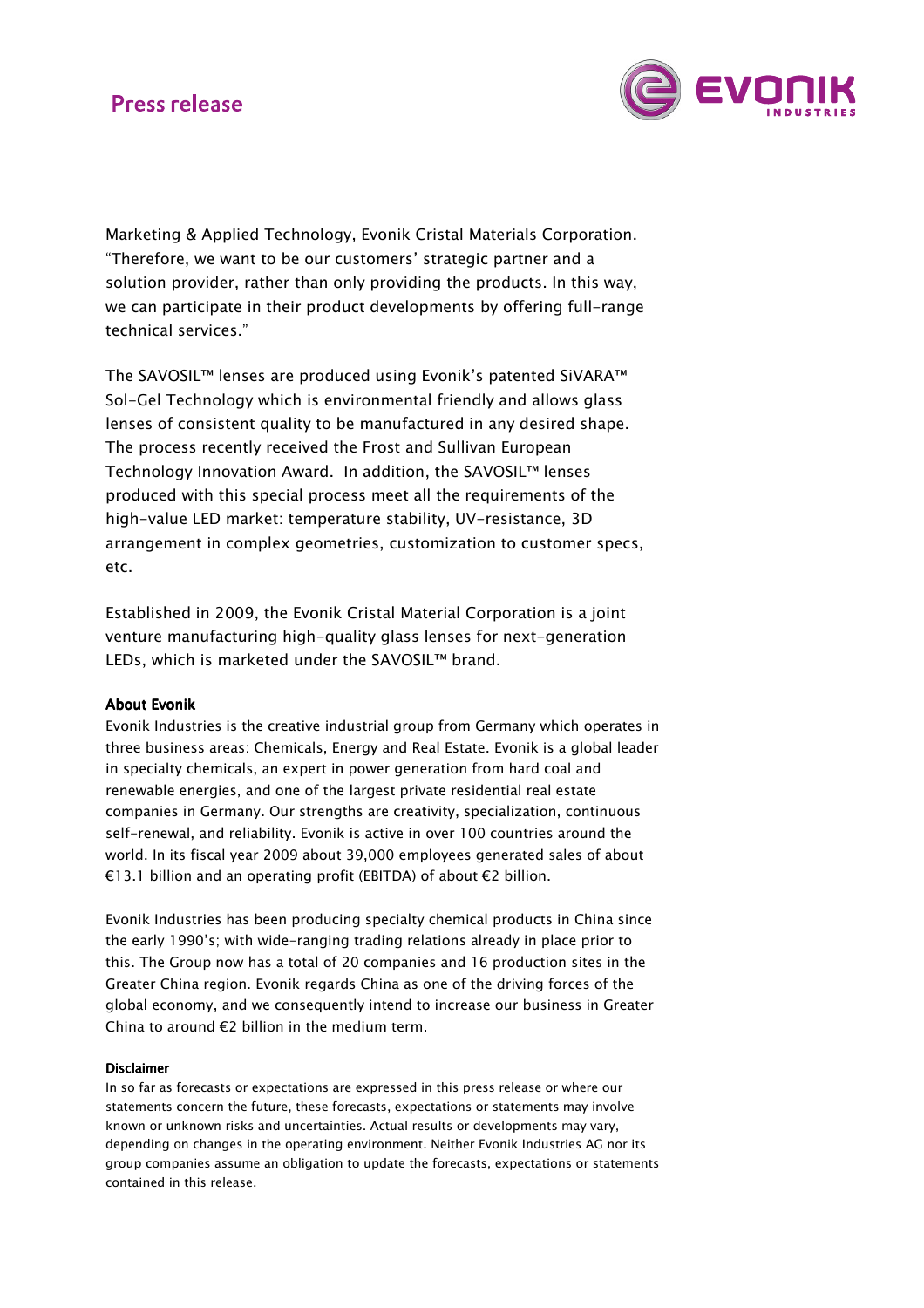Marketing & Applied Technology, Evonik Cristal Materials Corporation. "Therefore, we want to be our customers' strategic partner and a solution provider, rather than only providing the products. In this way, we can participate in their product developments by offering full-range technical services."

The SAVOSIL™ lenses are produced using Evonik's patented SiVARA™ Sol-Gel Technology which is environmental friendly and allows glass lenses of consistent quality to be manufactured in any desired shape. The process recently received the Frost and Sullivan European Technology Innovation Award. In addition, the SAVOSIL™ lenses produced with this special process meet all the requirements of the high-value LED market: temperature stability, UV-resistance, 3D arrangement in complex geometries, customization to customer specs, etc.

Established in 2009, the Evonik Cristal Material Corporation is a joint venture manufacturing high-quality glass lenses for next-generation LEDs, which is marketed under the SAVOSIL™ brand.

**About Evonik**

Evonik Industries is the creative industrial group from Germany which operates in three business areas: Chemicals, Energy and Real Estate. Evonik is a global leader in specialty chemicals, an expert in power generation from hard coal and renewable energies, and one of the largest private residential real estate companies in Germany. Our strengths are creativity, specialization, continuous self-renewal, and reliability. Evonik is active in over 100 countries around the world. In its fiscal year 2009 about 39,000 employees generated sales of about €13.1 billion and an operating profit (EBITDA) of about €2 billion.

Evonik Industries has been producing specialty chemical products in China since the early 1990's; with wide-ranging trading relations already in place prior to this. The Group now has a total of 20 companies and 16 production sites in the Greater China region. Evonik regards China as one of the driving forces of the global economy, and we consequently intend to increase our business in Greater China to around €2 billion in the medium term.

**Disclaimer**

In so far as forecasts or expectations are expressed in this press release or where our statements concern the future, these forecasts, expectations or statements may involve known or unknown risks and uncertainties. Actual results or developments may vary, depending on changes in the operating environment. Neither Evonik Industries AG nor its group companies assume an obligation to update the forecasts, expectations or statements contained in this release.